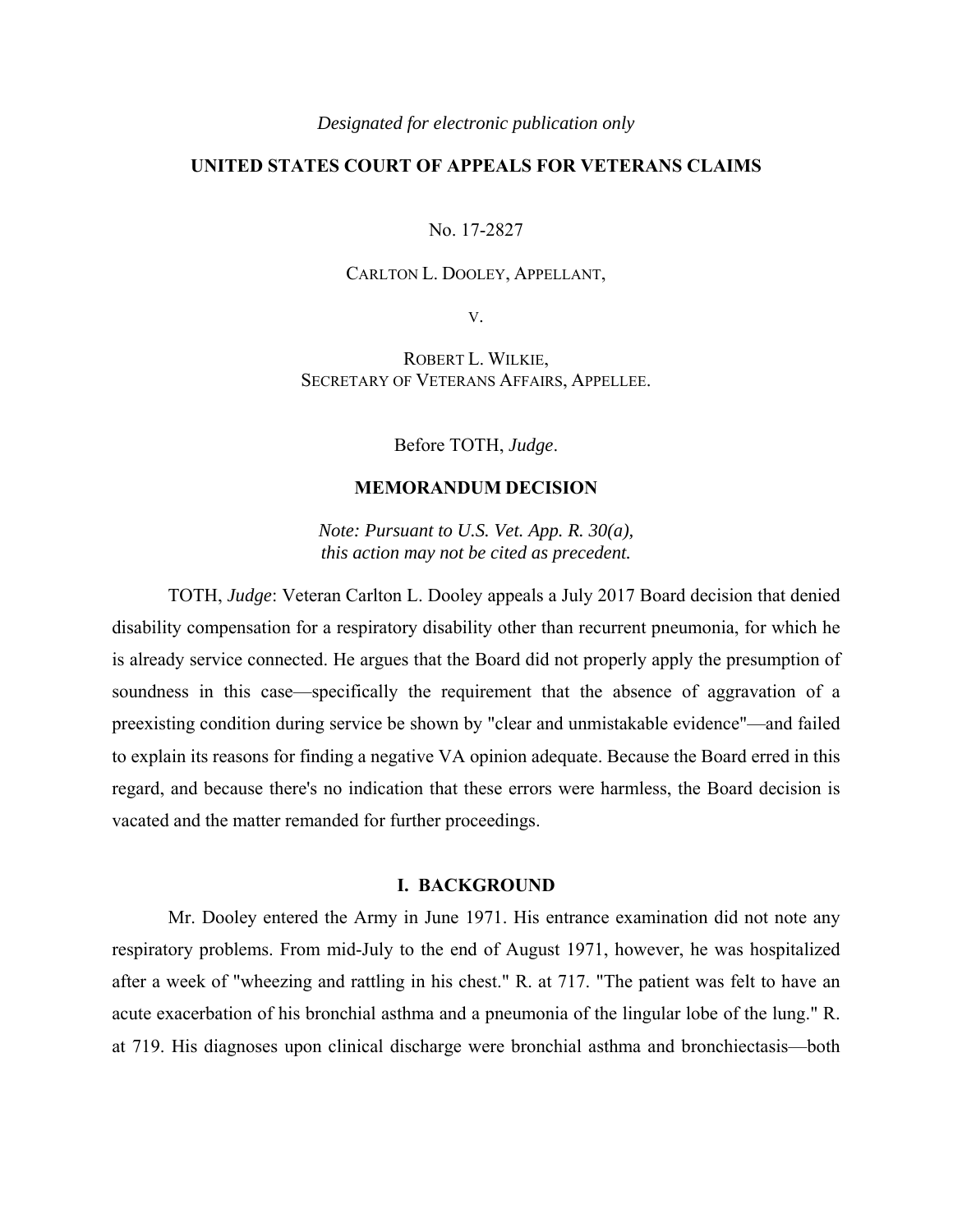*Designated for electronic publication only*

**UNITED STATES COURT OF APPEALS FOR VETERANS CLAIMS**

No. 17-2827

CARLTON L. DOOLEY, APPELLANT,

V.

ROBERT L. WILKIE,
SECRETARY OF VETERANS AFFAIRS, APPELLEE.

Before TOTH, *Judge*.

**MEMORANDUM DECISION**

*Note: Pursuant to U.S. Vet. App. R. 30(a), this action may not be cited as precedent.*

TOTH, *Judge*: Veteran Carlton L. Dooley appeals a July 2017 Board decision that denied disability compensation for a respiratory disability other than recurrent pneumonia, for which he is already service connected. He argues that the Board did not properly apply the presumption of soundness in this case—specifically the requirement that the absence of aggravation of a preexisting condition during service be shown by "clear and unmistakable evidence"—and failed to explain its reasons for finding a negative VA opinion adequate. Because the Board erred in this regard, and because there's no indication that these errors were harmless, the Board decision is vacated and the matter remanded for further proceedings.

## I. BACKGROUND

Mr. Dooley entered the Army in June 1971. His entrance examination did not note any respiratory problems. From mid-July to the end of August 1971, however, he was hospitalized after a week of "wheezing and rattling in his chest." R. at 717. "The patient was felt to have an acute exacerbation of his bronchial asthma and a pneumonia of the lingular lobe of the lung." R. at 719. His diagnoses upon clinical discharge were bronchial asthma and bronchiectasis—both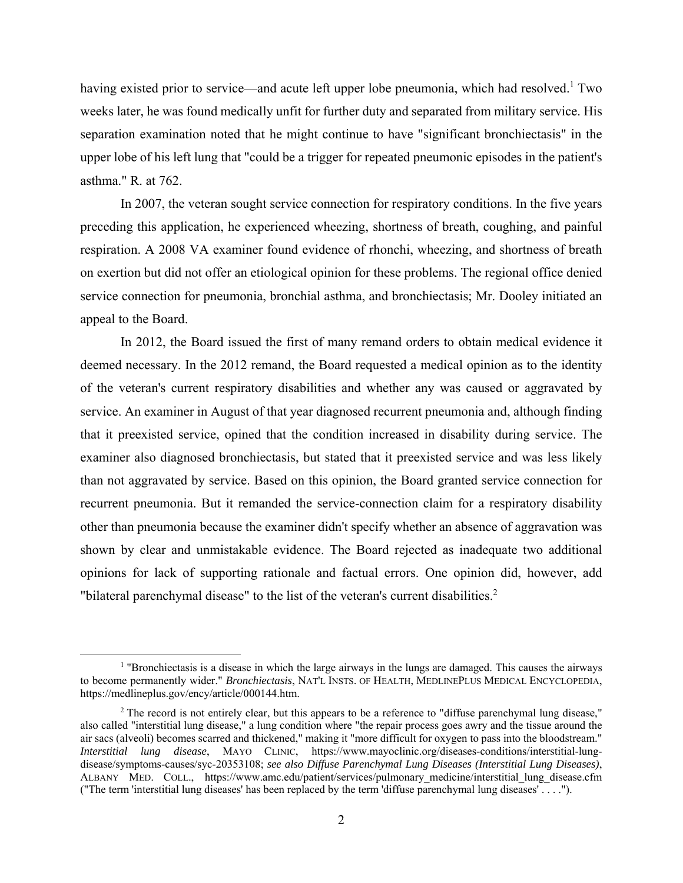having existed prior to service—and acute left upper lobe pneumonia, which had resolved.[1] Two weeks later, he was found medically unfit for further duty and separated from military service. His separation examination noted that he might continue to have "significant bronchiectasis" in the upper lobe of his left lung that "could be a trigger for repeated pneumonic episodes in the patient's asthma." R. at 762.

In 2007, the veteran sought service connection for respiratory conditions. In the five years preceding this application, he experienced wheezing, shortness of breath, coughing, and painful respiration. A 2008 VA examiner found evidence of rhonchi, wheezing, and shortness of breath on exertion but did not offer an etiological opinion for these problems. The regional office denied service connection for pneumonia, bronchial asthma, and bronchiectasis; Mr. Dooley initiated an appeal to the Board.

In 2012, the Board issued the first of many remand orders to obtain medical evidence it deemed necessary. In the 2012 remand, the Board requested a medical opinion as to the identity of the veteran's current respiratory disabilities and whether any was caused or aggravated by service. An examiner in August of that year diagnosed recurrent pneumonia and, although finding that it preexisted service, opined that the condition increased in disability during service. The examiner also diagnosed bronchiectasis, but stated that it preexisted service and was less likely than not aggravated by service. Based on this opinion, the Board granted service connection for recurrent pneumonia. But it remanded the service-connection claim for a respiratory disability other than pneumonia because the examiner didn't specify whether an absence of aggravation was shown by clear and unmistakable evidence. The Board rejected as inadequate two additional opinions for lack of supporting rationale and factual errors. One opinion did, however, add "bilateral parenchymal disease" to the list of the veteran's current disabilities.[2]

---

[1] "Bronchiectasis is a disease in which the large airways in the lungs are damaged. This causes the airways to become permanently wider." *Bronchiectasis*, NAT'L INSTS. OF HEALTH, MEDLINEPLUS MEDICAL ENCYCLOPEDIA, https://medlineplus.gov/ency/article/000144.htm.

[2] The record is not entirely clear, but this appears to be a reference to "diffuse parenchymal lung disease," also called "interstitial lung disease," a lung condition where "the repair process goes awry and the tissue around the air sacs (alveoli) becomes scarred and thickened," making it "more difficult for oxygen to pass into the bloodstream." *Interstitial lung disease*, MAYO CLINIC, https://www.mayoclinic.org/diseases-conditions/interstitial-lung-disease/symptoms-causes/syc-20353108; *see also Diffuse Parenchymal Lung Diseases (Interstitial Lung Diseases)*, ALBANY MED. COLL., https://www.amc.edu/patient/services/pulmonary_medicine/interstitial_lung_disease.cfm ("The term 'interstitial lung diseases' has been replaced by the term 'diffuse parenchymal lung diseases' . . . .").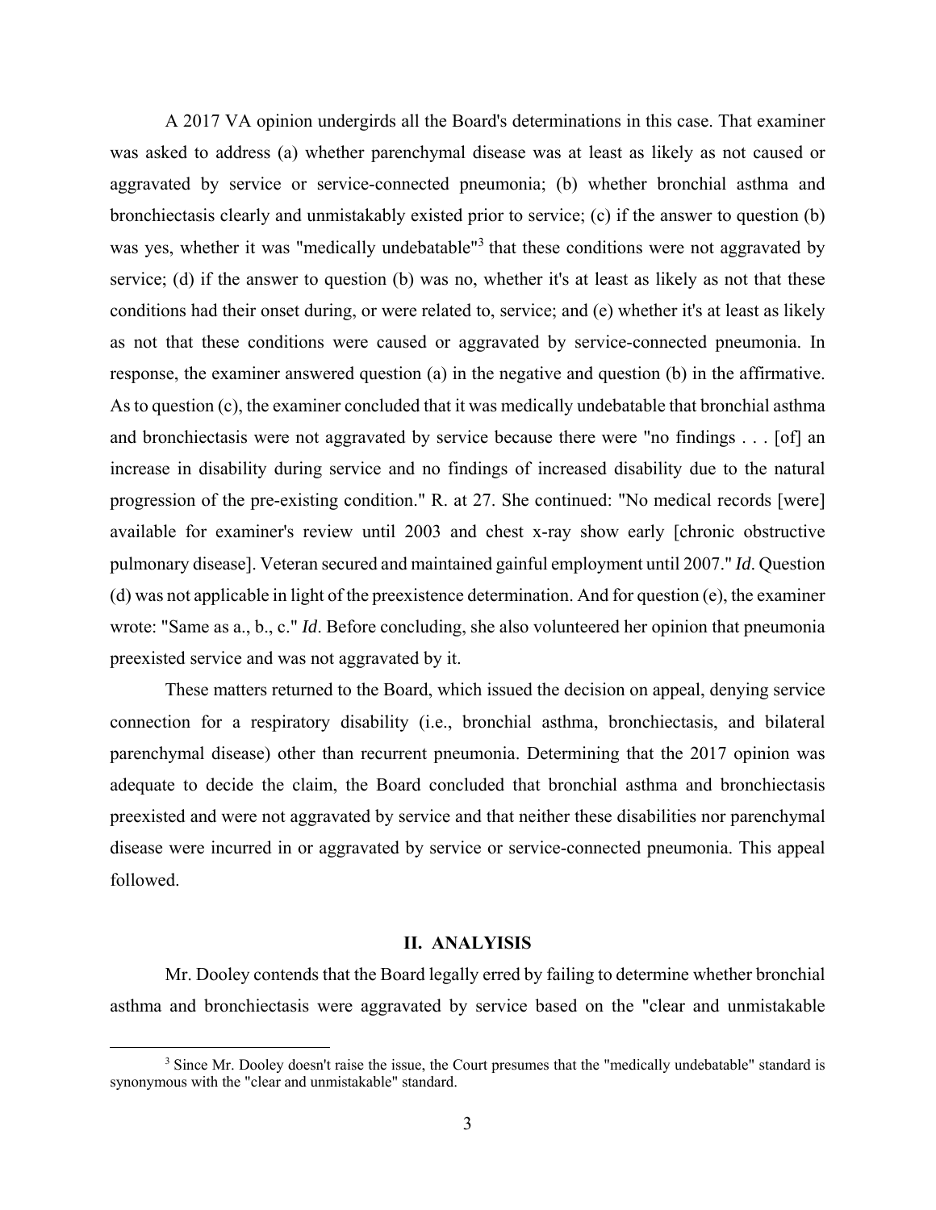A 2017 VA opinion undergirds all the Board's determinations in this case. That examiner was asked to address (a) whether parenchymal disease was at least as likely as not caused or aggravated by service or service-connected pneumonia; (b) whether bronchial asthma and bronchiectasis clearly and unmistakably existed prior to service; (c) if the answer to question (b) was yes, whether it was "medically undebatable"[3] that these conditions were not aggravated by service; (d) if the answer to question (b) was no, whether it's at least as likely as not that these conditions had their onset during, or were related to, service; and (e) whether it's at least as likely as not that these conditions were caused or aggravated by service-connected pneumonia. In response, the examiner answered question (a) in the negative and question (b) in the affirmative. As to question (c), the examiner concluded that it was medically undebatable that bronchial asthma and bronchiectasis were not aggravated by service because there were "no findings . . . [of] an increase in disability during service and no findings of increased disability due to the natural progression of the pre-existing condition." R. at 27. She continued: "No medical records [were] available for examiner's review until 2003 and chest x-ray show early [chronic obstructive pulmonary disease]. Veteran secured and maintained gainful employment until 2007." *Id*. Question (d) was not applicable in light of the preexistence determination. And for question (e), the examiner wrote: "Same as a., b., c." *Id*. Before concluding, she also volunteered her opinion that pneumonia preexisted service and was not aggravated by it.

These matters returned to the Board, which issued the decision on appeal, denying service connection for a respiratory disability (i.e., bronchial asthma, bronchiectasis, and bilateral parenchymal disease) other than recurrent pneumonia. Determining that the 2017 opinion was adequate to decide the claim, the Board concluded that bronchial asthma and bronchiectasis preexisted and were not aggravated by service and that neither these disabilities nor parenchymal disease were incurred in or aggravated by service or service-connected pneumonia. This appeal followed.

## II. ANALYISIS

Mr. Dooley contends that the Board legally erred by failing to determine whether bronchial asthma and bronchiectasis were aggravated by service based on the "clear and unmistakable

[3] Since Mr. Dooley doesn't raise the issue, the Court presumes that the "medically undebatable" standard is synonymous with the "clear and unmistakable" standard.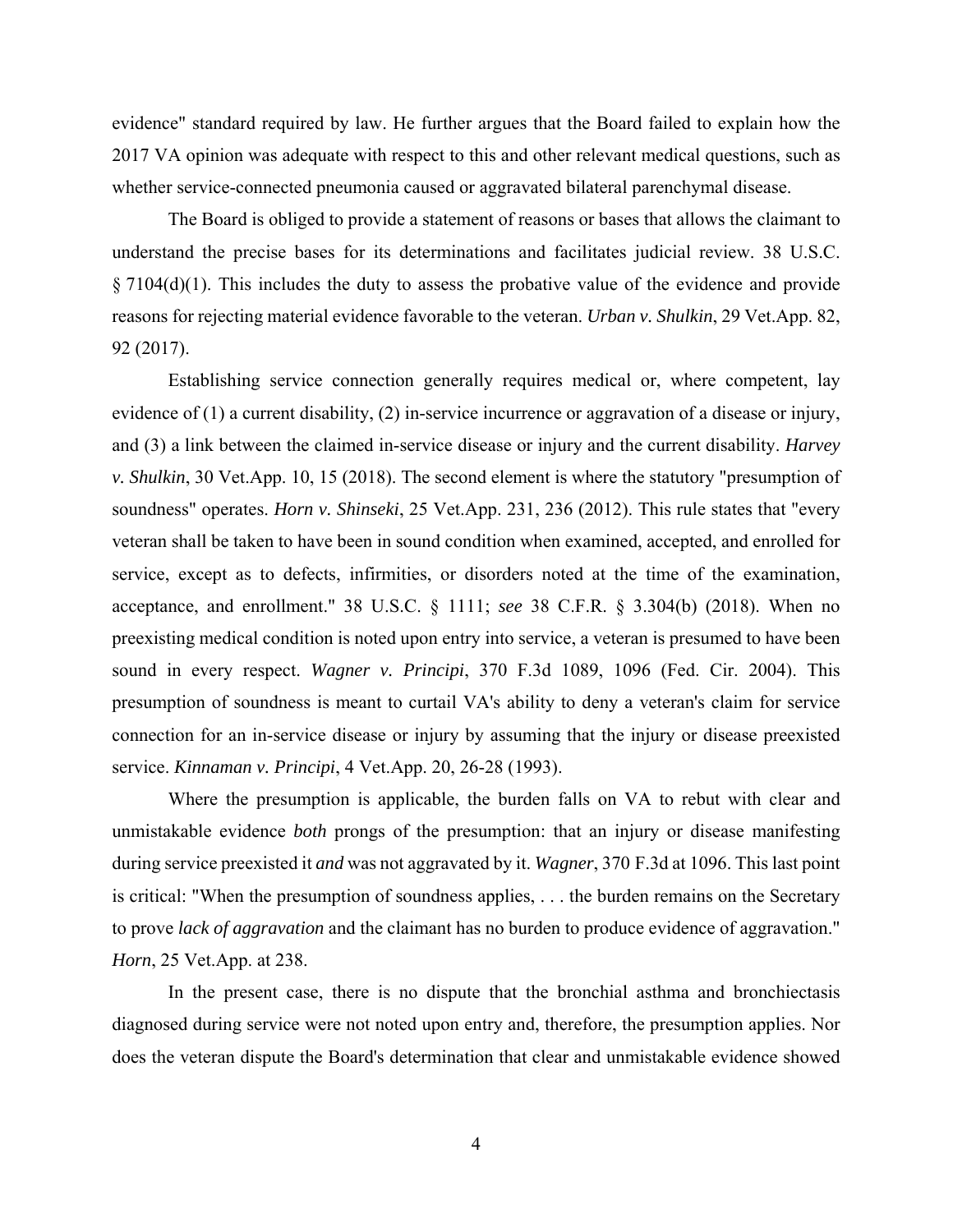evidence" standard required by law. He further argues that the Board failed to explain how the 2017 VA opinion was adequate with respect to this and other relevant medical questions, such as whether service-connected pneumonia caused or aggravated bilateral parenchymal disease.

The Board is obliged to provide a statement of reasons or bases that allows the claimant to understand the precise bases for its determinations and facilitates judicial review. 38 U.S.C. § 7104(d)(1). This includes the duty to assess the probative value of the evidence and provide reasons for rejecting material evidence favorable to the veteran. *Urban v. Shulkin*, 29 Vet.App. 82, 92 (2017).

Establishing service connection generally requires medical or, where competent, lay evidence of (1) a current disability, (2) in-service incurrence or aggravation of a disease or injury, and (3) a link between the claimed in-service disease or injury and the current disability. *Harvey v. Shulkin*, 30 Vet.App. 10, 15 (2018). The second element is where the statutory "presumption of soundness" operates. *Horn v. Shinseki*, 25 Vet.App. 231, 236 (2012). This rule states that "every veteran shall be taken to have been in sound condition when examined, accepted, and enrolled for service, except as to defects, infirmities, or disorders noted at the time of the examination, acceptance, and enrollment." 38 U.S.C. § 1111; *see* 38 C.F.R. § 3.304(b) (2018). When no preexisting medical condition is noted upon entry into service, a veteran is presumed to have been sound in every respect. *Wagner v. Principi*, 370 F.3d 1089, 1096 (Fed. Cir. 2004). This presumption of soundness is meant to curtail VA's ability to deny a veteran's claim for service connection for an in-service disease or injury by assuming that the injury or disease preexisted service. *Kinnaman v. Principi*, 4 Vet.App. 20, 26-28 (1993).

Where the presumption is applicable, the burden falls on VA to rebut with clear and unmistakable evidence *both* prongs of the presumption: that an injury or disease manifesting during service preexisted it *and* was not aggravated by it. *Wagner*, 370 F.3d at 1096. This last point is critical: "When the presumption of soundness applies, . . . the burden remains on the Secretary to prove *lack of aggravation* and the claimant has no burden to produce evidence of aggravation." *Horn*, 25 Vet.App. at 238.

In the present case, there is no dispute that the bronchial asthma and bronchiectasis diagnosed during service were not noted upon entry and, therefore, the presumption applies. Nor does the veteran dispute the Board's determination that clear and unmistakable evidence showed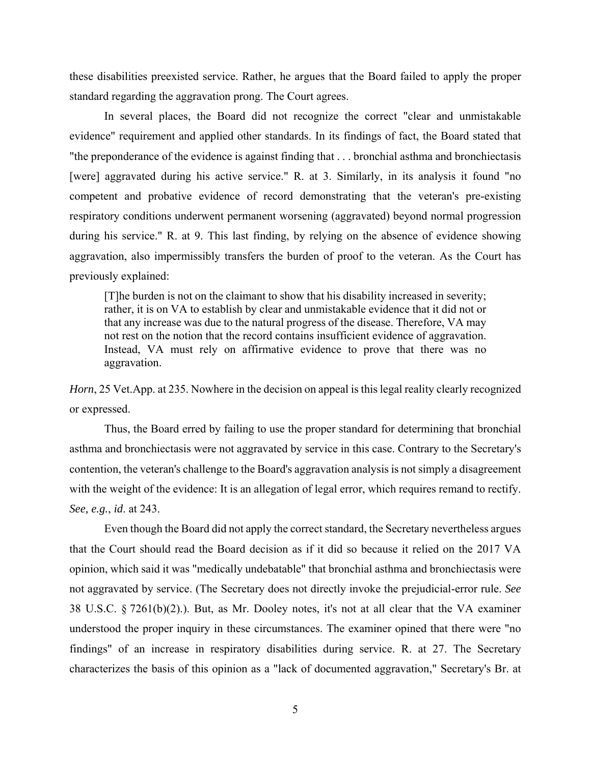these disabilities preexisted service. Rather, he argues that the Board failed to apply the proper standard regarding the aggravation prong. The Court agrees.

In several places, the Board did not recognize the correct "clear and unmistakable evidence" requirement and applied other standards. In its findings of fact, the Board stated that "the preponderance of the evidence is against finding that . . . bronchial asthma and bronchiectasis [were] aggravated during his active service." R. at 3. Similarly, in its analysis it found "no competent and probative evidence of record demonstrating that the veteran's pre-existing respiratory conditions underwent permanent worsening (aggravated) beyond normal progression during his service." R. at 9. This last finding, by relying on the absence of evidence showing aggravation, also impermissibly transfers the burden of proof to the veteran. As the Court has previously explained:

> [T]he burden is not on the claimant to show that his disability increased in severity; rather, it is on VA to establish by clear and unmistakable evidence that it did not or that any increase was due to the natural progress of the disease. Therefore, VA may not rest on the notion that the record contains insufficient evidence of aggravation. Instead, VA must rely on affirmative evidence to prove that there was no aggravation.

*Horn*, 25 Vet.App. at 235. Nowhere in the decision on appeal is this legal reality clearly recognized or expressed.

Thus, the Board erred by failing to use the proper standard for determining that bronchial asthma and bronchiectasis were not aggravated by service in this case. Contrary to the Secretary's contention, the veteran's challenge to the Board's aggravation analysis is not simply a disagreement with the weight of the evidence: It is an allegation of legal error, which requires remand to rectify. *See, e.g.*, *id*. at 243.

Even though the Board did not apply the correct standard, the Secretary nevertheless argues that the Court should read the Board decision as if it did so because it relied on the 2017 VA opinion, which said it was "medically undebatable" that bronchial asthma and bronchiectasis were not aggravated by service. (The Secretary does not directly invoke the prejudicial-error rule. *See* 38 U.S.C. § 7261(b)(2).). But, as Mr. Dooley notes, it's not at all clear that the VA examiner understood the proper inquiry in these circumstances. The examiner opined that there were "no findings" of an increase in respiratory disabilities during service. R. at 27. The Secretary characterizes the basis of this opinion as a "lack of documented aggravation," Secretary's Br. at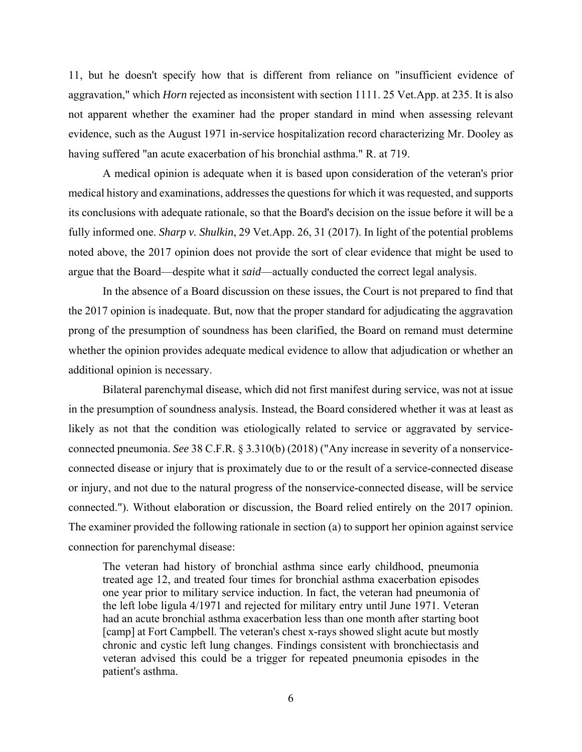11, but he doesn't specify how that is different from reliance on "insufficient evidence of aggravation," which *Horn* rejected as inconsistent with section 1111. 25 Vet.App. at 235. It is also not apparent whether the examiner had the proper standard in mind when assessing relevant evidence, such as the August 1971 in-service hospitalization record characterizing Mr. Dooley as having suffered "an acute exacerbation of his bronchial asthma." R. at 719.

A medical opinion is adequate when it is based upon consideration of the veteran's prior medical history and examinations, addresses the questions for which it was requested, and supports its conclusions with adequate rationale, so that the Board's decision on the issue before it will be a fully informed one. *Sharp v. Shulkin*, 29 Vet.App. 26, 31 (2017). In light of the potential problems noted above, the 2017 opinion does not provide the sort of clear evidence that might be used to argue that the Board—despite what it *said*—actually conducted the correct legal analysis.

In the absence of a Board discussion on these issues, the Court is not prepared to find that the 2017 opinion is inadequate. But, now that the proper standard for adjudicating the aggravation prong of the presumption of soundness has been clarified, the Board on remand must determine whether the opinion provides adequate medical evidence to allow that adjudication or whether an additional opinion is necessary.

Bilateral parenchymal disease, which did not first manifest during service, was not at issue in the presumption of soundness analysis. Instead, the Board considered whether it was at least as likely as not that the condition was etiologically related to service or aggravated by service-connected pneumonia. *See* 38 C.F.R. § 3.310(b) (2018) ("Any increase in severity of a nonservice-connected disease or injury that is proximately due to or the result of a service-connected disease or injury, and not due to the natural progress of the nonservice-connected disease, will be service connected."). Without elaboration or discussion, the Board relied entirely on the 2017 opinion. The examiner provided the following rationale in section (a) to support her opinion against service connection for parenchymal disease:

> The veteran had history of bronchial asthma since early childhood, pneumonia treated age 12, and treated four times for bronchial asthma exacerbation episodes one year prior to military service induction. In fact, the veteran had pneumonia of the left lobe ligula 4/1971 and rejected for military entry until June 1971. Veteran had an acute bronchial asthma exacerbation less than one month after starting boot [camp] at Fort Campbell. The veteran's chest x-rays showed slight acute but mostly chronic and cystic left lung changes. Findings consistent with bronchiectasis and veteran advised this could be a trigger for repeated pneumonia episodes in the patient's asthma.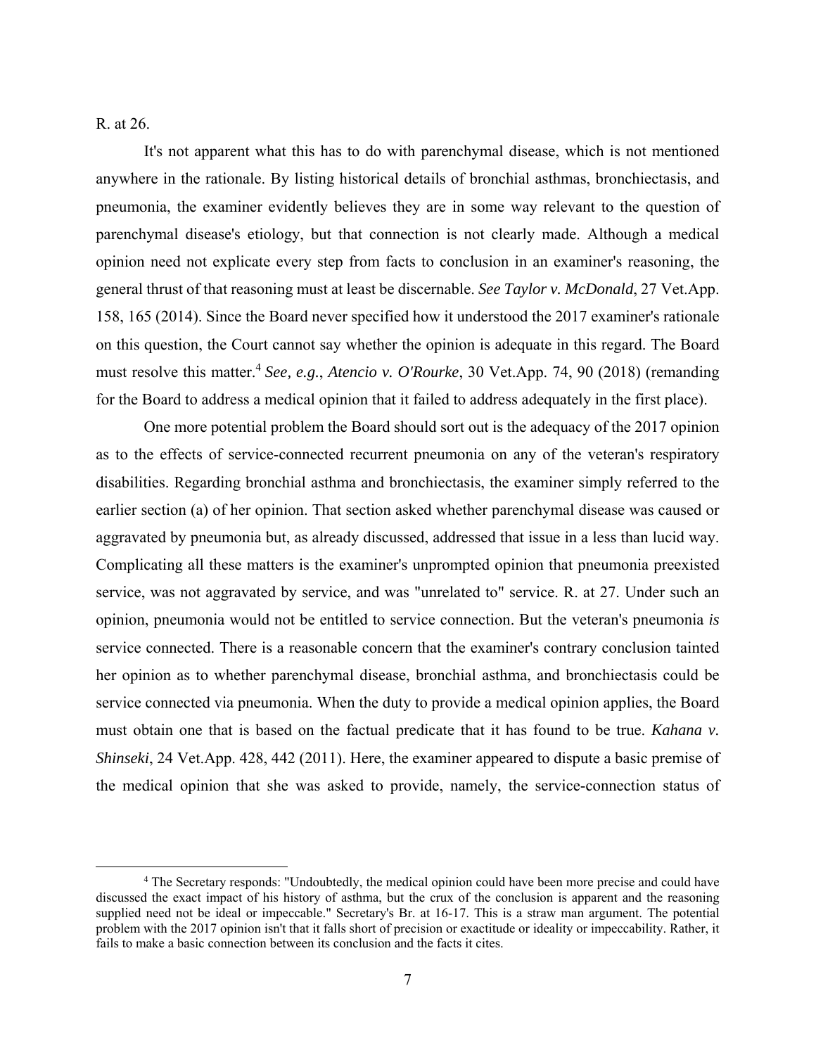R. at 26.

It's not apparent what this has to do with parenchymal disease, which is not mentioned anywhere in the rationale. By listing historical details of bronchial asthmas, bronchiectasis, and pneumonia, the examiner evidently believes they are in some way relevant to the question of parenchymal disease's etiology, but that connection is not clearly made. Although a medical opinion need not explicate every step from facts to conclusion in an examiner's reasoning, the general thrust of that reasoning must at least be discernable. *See Taylor v. McDonald*, 27 Vet.App. 158, 165 (2014). Since the Board never specified how it understood the 2017 examiner's rationale on this question, the Court cannot say whether the opinion is adequate in this regard. The Board must resolve this matter.[4] *See, e.g.*, *Atencio v. O'Rourke*, 30 Vet.App. 74, 90 (2018) (remanding for the Board to address a medical opinion that it failed to address adequately in the first place).

One more potential problem the Board should sort out is the adequacy of the 2017 opinion as to the effects of service-connected recurrent pneumonia on any of the veteran's respiratory disabilities. Regarding bronchial asthma and bronchiectasis, the examiner simply referred to the earlier section (a) of her opinion. That section asked whether parenchymal disease was caused or aggravated by pneumonia but, as already discussed, addressed that issue in a less than lucid way. Complicating all these matters is the examiner's unprompted opinion that pneumonia preexisted service, was not aggravated by service, and was "unrelated to" service. R. at 27. Under such an opinion, pneumonia would not be entitled to service connection. But the veteran's pneumonia *is* service connected. There is a reasonable concern that the examiner's contrary conclusion tainted her opinion as to whether parenchymal disease, bronchial asthma, and bronchiectasis could be service connected via pneumonia. When the duty to provide a medical opinion applies, the Board must obtain one that is based on the factual predicate that it has found to be true. *Kahana v. Shinseki*, 24 Vet.App. 428, 442 (2011). Here, the examiner appeared to dispute a basic premise of the medical opinion that she was asked to provide, namely, the service-connection status of

[4] The Secretary responds: "Undoubtedly, the medical opinion could have been more precise and could have discussed the exact impact of his history of asthma, but the crux of the conclusion is apparent and the reasoning supplied need not be ideal or impeccable." Secretary's Br. at 16-17. This is a straw man argument. The potential problem with the 2017 opinion isn't that it falls short of precision or exactitude or ideality or impeccability. Rather, it fails to make a basic connection between its conclusion and the facts it cites.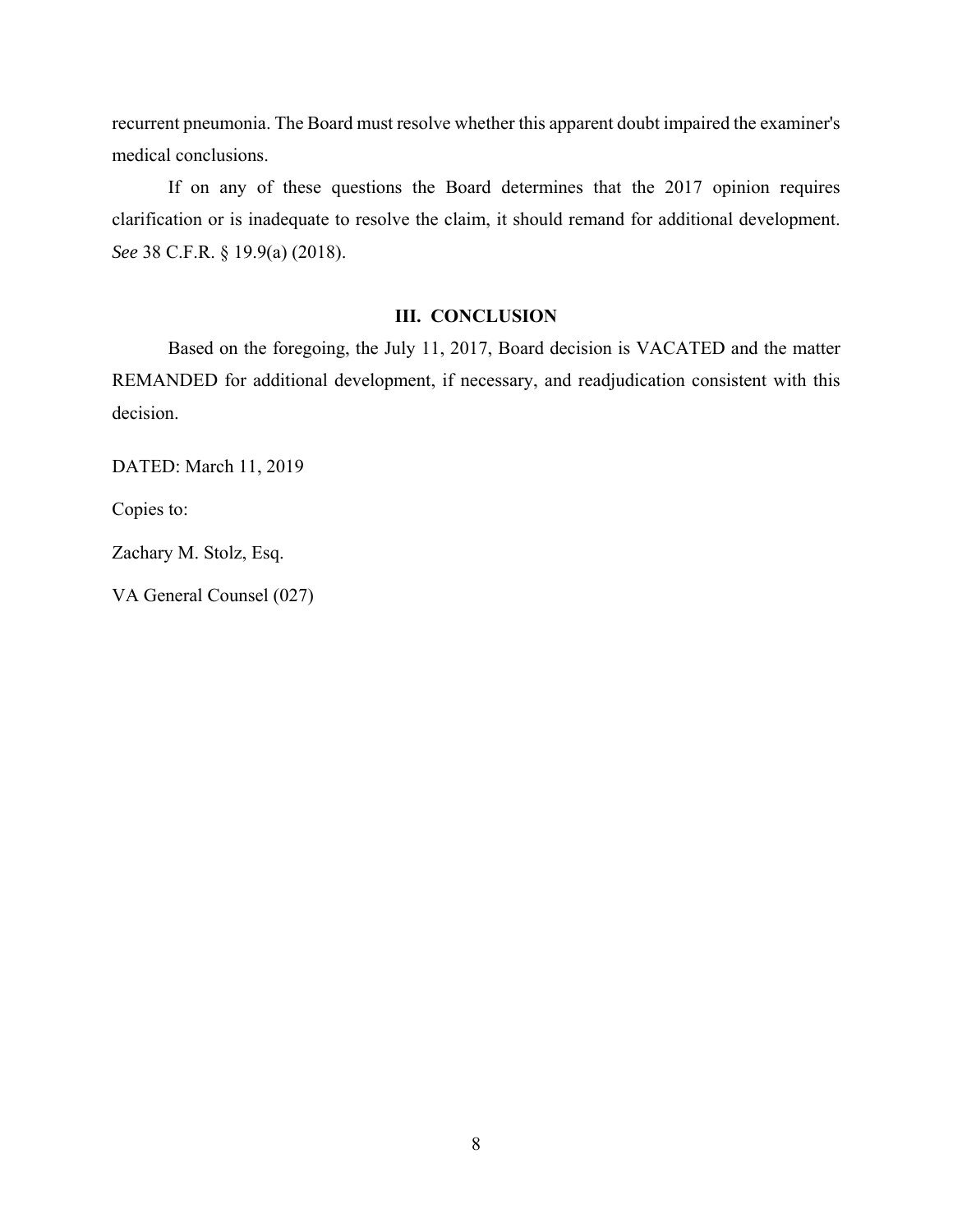recurrent pneumonia. The Board must resolve whether this apparent doubt impaired the examiner's medical conclusions.

If on any of these questions the Board determines that the 2017 opinion requires clarification or is inadequate to resolve the claim, it should remand for additional development. *See* 38 C.F.R. § 19.9(a) (2018).

## III. CONCLUSION

Based on the foregoing, the July 11, 2017, Board decision is VACATED and the matter REMANDED for additional development, if necessary, and readjudication consistent with this decision.

DATED: March 11, 2019

Copies to:

Zachary M. Stolz, Esq.

VA General Counsel (027)